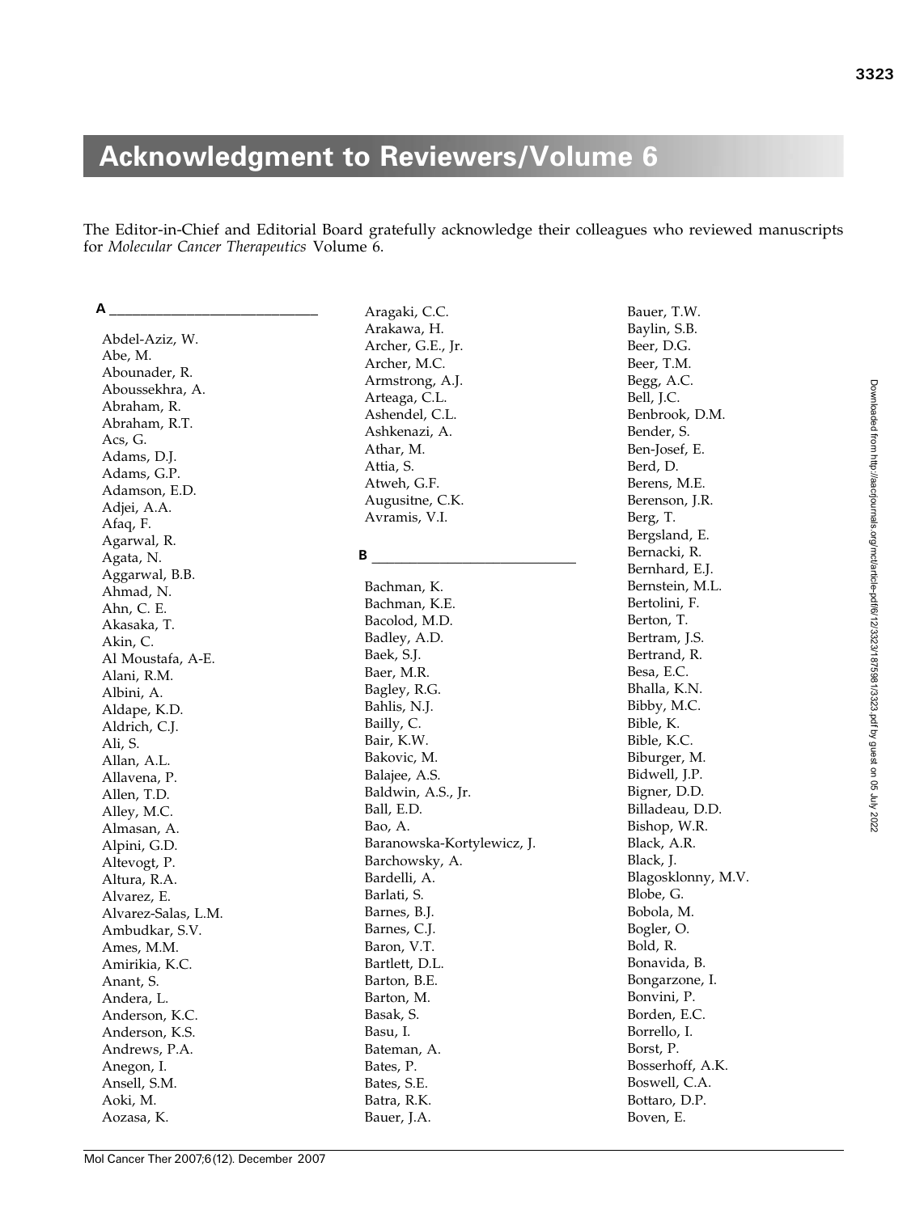# Acknowledgment to Reviewers/Volume 6

The Editor-in-Chief and Editorial Board gratefully acknowledge their colleagues who reviewed manuscripts for *Molecular Cancer Therapeutics* Volume 6.

## A

Abdel-Aziz, W.
Abe, M.
Abounader, R.
Aboussekhra, A.
Abraham, R.
Abraham, R.T.
Acs, G.
Adams, D.J.
Adams, G.P.
Adamson, E.D.
Adjei, A.A.
Afaq, F.
Agarwal, R.
Agata, N.
Aggarwal, B.B.
Ahmad, N.
Ahn, C. E.
Akasaka, T.
Akin, C.
Al Moustafa, A-E.
Alani, R.M.
Albini, A.
Aldape, K.D.
Aldrich, C.J.
Ali, S.
Allan, A.L.
Allavena, P.
Allen, T.D.
Alley, M.C.
Almasan, A.
Alpini, G.D.
Altevogt, P.
Altura, R.A.
Alvarez, E.
Alvarez-Salas, L.M.
Ambudkar, S.V.
Ames, M.M.
Amirikia, K.C.
Anant, S.
Andera, L.
Anderson, K.C.
Anderson, K.S.
Andrews, P.A.
Anegon, I.
Ansell, S.M.
Aoki, M.
Aozasa, K.
Aragaki, C.C.
Arakawa, H.
Archer, G.E., Jr.
Archer, M.C.
Armstrong, A.J.
Arteaga, C.L.
Ashendel, C.L.
Ashkenazi, A.
Athar, M.
Attia, S.
Atweh, G.F.
Augusitne, C.K.
Avramis, V.I.

## B

Bachman, K.
Bachman, K.E.
Bacolod, M.D.
Badley, A.D.
Baek, S.J.
Baer, M.R.
Bagley, R.G.
Bahlis, N.J.
Bailly, C.
Bair, K.W.
Bakovic, M.
Balajee, A.S.
Baldwin, A.S., Jr.
Ball, E.D.
Bao, A.
Baranowska-Kortylewicz, J.
Barchowsky, A.
Bardelli, A.
Barlati, S.
Barnes, B.J.
Barnes, C.J.
Baron, V.T.
Bartlett, D.L.
Barton, B.E.
Barton, M.
Basak, S.
Basu, I.
Bateman, A.
Bates, P.
Bates, S.E.
Batra, R.K.
Bauer, J.A.
Bauer, T.W.
Baylin, S.B.
Beer, D.G.
Beer, T.M.
Begg, A.C.
Bell, J.C.
Benbrook, D.M.
Bender, S.
Ben-Josef, E.
Berd, D.
Berens, M.E.
Berenson, J.R.
Berg, T.
Bergsland, E.
Bernacki, R.
Bernhard, E.J.
Bernstein, M.L.
Bertolini, F.
Berton, T.
Bertram, J.S.
Bertrand, R.
Besa, E.C.
Bhalla, K.N.
Bibby, M.C.
Bible, K.
Bible, K.C.
Biburger, M.
Bidwell, J.P.
Bigner, D.D.
Billadeau, D.D.
Bishop, W.R.
Black, A.R.
Black, J.
Blagosklonny, M.V.
Blobe, G.
Bobola, M.
Bogler, O.
Bold, R.
Bonavida, B.
Bongarzone, I.
Bonvini, P.
Borden, E.C.
Borrello, I.
Borst, P.
Bosserhoff, A.K.
Boswell, C.A.
Bottaro, D.P.
Boven, E.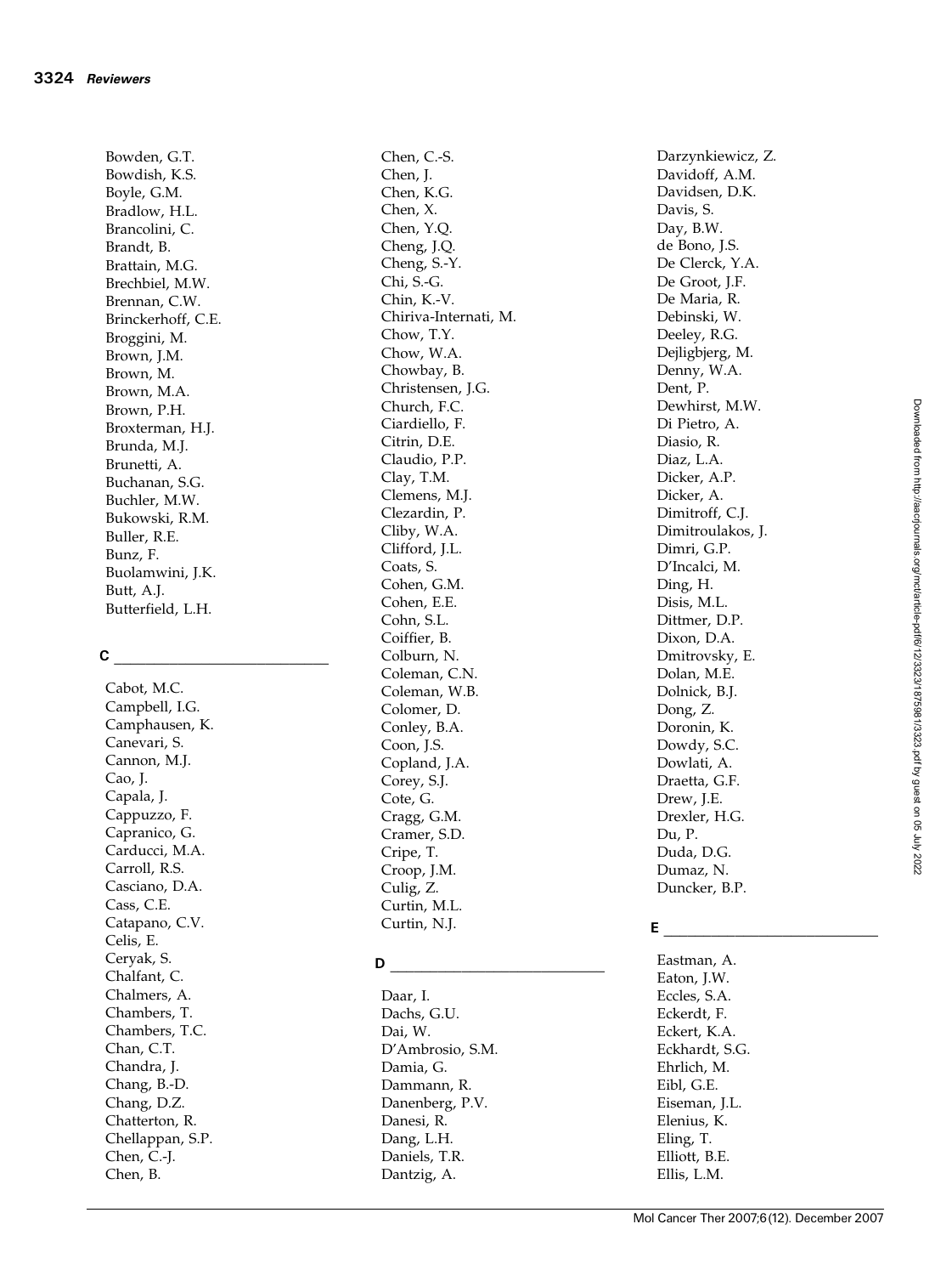Bowden, G.T.
Bowdish, K.S.
Boyle, G.M.
Bradlow, H.L.
Brancolini, C.
Brandt, B.
Brattain, M.G.
Brechbiel, M.W.
Brennan, C.W.
Brinckerhoff, C.E.
Broggini, M.
Brown, J.M.
Brown, M.
Brown, M.A.
Brown, P.H.
Broxterman, H.J.
Brunda, M.J.
Brunetti, A.
Buchanan, S.G.
Buchler, M.W.
Bukowski, R.M.
Buller, R.E.
Bunz, F.
Buolamwini, J.K.
Butt, A.J.
Butterfield, L.H.

## C

Cabot, M.C.
Campbell, I.G.
Camphausen, K.
Canevari, S.
Cannon, M.J.
Cao, J.
Capala, J.
Cappuzzo, F.
Capranico, G.
Carducci, M.A.
Carroll, R.S.
Casciano, D.A.
Cass, C.E.
Catapano, C.V.
Celis, E.
Ceryak, S.
Chalfant, C.
Chalmers, A.
Chambers, T.
Chambers, T.C.
Chan, C.T.
Chandra, J.
Chang, B.-D.
Chang, D.Z.
Chatterton, R.
Chellappan, S.P.
Chen, C.-J.
Chen, B.
Chen, C.-S.
Chen, J.
Chen, K.G.
Chen, X.
Chen, Y.Q.
Cheng, J.Q.
Cheng, S.-Y.
Chi, S.-G.
Chin, K.-V.
Chiriva-Internati, M.
Chow, T.Y.
Chow, W.A.
Chowbay, B.
Christensen, J.G.
Church, F.C.
Ciardiello, F.
Citrin, D.E.
Claudio, P.P.
Clay, T.M.
Clemens, M.J.
Clezardin, P.
Cliby, W.A.
Clifford, J.L.
Coats, S.
Cohen, G.M.
Cohen, E.E.
Cohn, S.L.
Coiffier, B.
Colburn, N.
Coleman, C.N.
Coleman, W.B.
Colomer, D.
Conley, B.A.
Coon, J.S.
Copland, J.A.
Corey, S.J.
Cote, G.
Cragg, G.M.
Cramer, S.D.
Cripe, T.
Croop, J.M.
Culig, Z.
Curtin, M.L.
Curtin, N.J.

## D

Daar, I.
Dachs, G.U.
Dai, W.
D'Ambrosio, S.M.
Damia, G.
Dammann, R.
Danenberg, P.V.
Danesi, R.
Dang, L.H.
Daniels, T.R.
Dantzig, A.
Darzynkiewicz, Z.
Davidoff, A.M.
Davidsen, D.K.
Davis, S.
Day, B.W.
de Bono, J.S.
De Clerck, Y.A.
De Groot, J.F.
De Maria, R.
Debinski, W.
Deeley, R.G.
Dejligbjerg, M.
Denny, W.A.
Dent, P.
Dewhirst, M.W.
Di Pietro, A.
Diasio, R.
Diaz, L.A.
Dicker, A.P.
Dicker, A.
Dimitroff, C.J.
Dimitroulakos, J.
Dimri, G.P.
D'Incalci, M.
Ding, H.
Disis, M.L.
Dittmer, D.P.
Dixon, D.A.
Dmitrovsky, E.
Dolan, M.E.
Dolnick, B.J.
Dong, Z.
Doronin, K.
Dowdy, S.C.
Dowlati, A.
Draetta, G.F.
Drew, J.E.
Drexler, H.G.
Du, P.
Duda, D.G.
Dumaz, N.
Duncker, B.P.

## E

Eastman, A.
Eaton, J.W.
Eccles, S.A.
Eckerdt, F.
Eckert, K.A.
Eckhardt, S.G.
Ehrlich, M.
Eibl, G.E.
Eiseman, J.L.
Elenius, K.
Eling, T.
Elliott, B.E.
Ellis, L.M.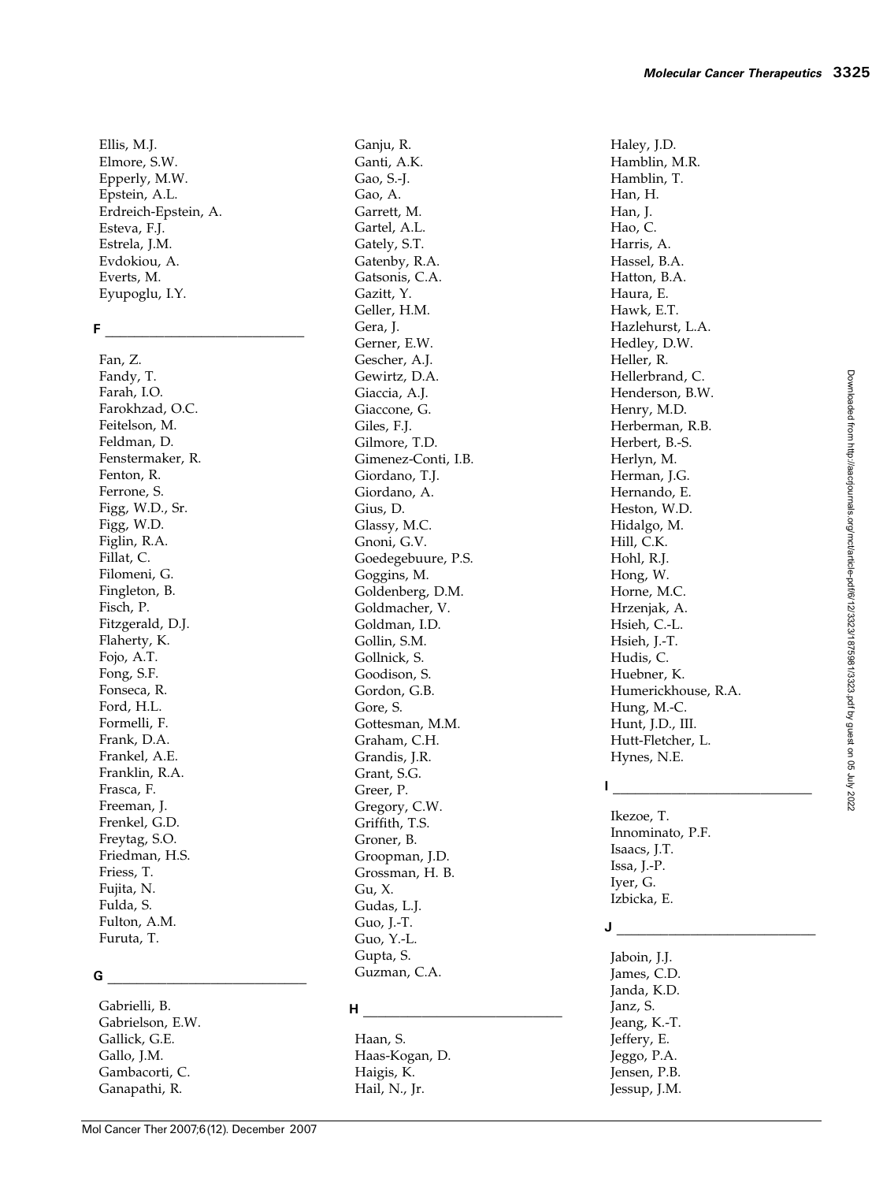Ellis, M.J.
Elmore, S.W.
Epperly, M.W.
Epstein, A.L.
Erdreich-Epstein, A.
Esteva, F.J.
Estrela, J.M.
Evdokiou, A.
Everts, M.
Eyupoglu, I.Y.

## F

Fan, Z.
Fandy, T.
Farah, I.O.
Farokhzad, O.C.
Feitelson, M.
Feldman, D.
Fenstermaker, R.
Fenton, R.
Ferrone, S.
Figg, W.D., Sr.
Figg, W.D.
Figlin, R.A.
Fillat, C.
Filomeni, G.
Fingleton, B.
Fisch, P.
Fitzgerald, D.J.
Flaherty, K.
Fojo, A.T.
Fong, S.F.
Fonseca, R.
Ford, H.L.
Formelli, F.
Frank, D.A.
Frankel, A.E.
Franklin, R.A.
Frasca, F.
Freeman, J.
Frenkel, G.D.
Freytag, S.O.
Friedman, H.S.
Friess, T.
Fujita, N.
Fulda, S.
Fulton, A.M.
Furuta, T.

## G

Gabrielli, B.
Gabrielson, E.W.
Gallick, G.E.
Gallo, J.M.
Gambacorti, C.
Ganapathi, R.
Ganju, R.
Ganti, A.K.
Gao, S.-J.
Gao, A.
Garrett, M.
Gartel, A.L.
Gately, S.T.
Gatenby, R.A.
Gatsonis, C.A.
Gazitt, Y.
Geller, H.M.
Gera, J.
Gerner, E.W.
Gescher, A.J.
Gewirtz, D.A.
Giaccia, A.J.
Giaccone, G.
Giles, F.J.
Gilmore, T.D.
Gimenez-Conti, I.B.
Giordano, T.J.
Giordano, A.
Gius, D.
Glassy, M.C.
Gnoni, G.V.
Goedegebuure, P.S.
Goggins, M.
Goldenberg, D.M.
Goldmacher, V.
Goldman, I.D.
Gollin, S.M.
Gollnick, S.
Goodison, S.
Gordon, G.B.
Gore, S.
Gottesman, M.M.
Graham, C.H.
Grandis, J.R.
Grant, S.G.
Greer, P.
Gregory, C.W.
Griffith, T.S.
Groner, B.
Groopman, J.D.
Grossman, H. B.
Gu, X.
Gudas, L.J.
Guo, J.-T.
Guo, Y.-L.
Gupta, S.
Guzman, C.A.

## H

Haan, S.
Haas-Kogan, D.
Haigis, K.
Hail, N., Jr.
Haley, J.D.
Hamblin, M.R.
Hamblin, T.
Han, H.
Han, J.
Hao, C.
Harris, A.
Hassel, B.A.
Hatton, B.A.
Haura, E.
Hawk, E.T.
Hazlehurst, L.A.
Hedley, D.W.
Heller, R.
Hellerbrand, C.
Henderson, B.W.
Henry, M.D.
Herberman, R.B.
Herbert, B.-S.
Herlyn, M.
Herman, J.G.
Hernando, E.
Heston, W.D.
Hidalgo, M.
Hill, C.K.
Hohl, R.J.
Hong, W.
Horne, M.C.
Hrzenjak, A.
Hsieh, C.-L.
Hsieh, J.-T.
Hudis, C.
Huebner, K.
Humerickhouse, R.A.
Hung, M.-C.
Hunt, J.D., III.
Hutt-Fletcher, L.
Hynes, N.E.

## I

Ikezoe, T.
Innominato, P.F.
Isaacs, J.T.
Issa, J.-P.
Iyer, G.
Izbicka, E.

## J

Jaboin, J.J.
James, C.D.
Janda, K.D.
Janz, S.
Jeang, K.-T.
Jeffery, E.
Jeggo, P.A.
Jensen, P.B.
Jessup, J.M.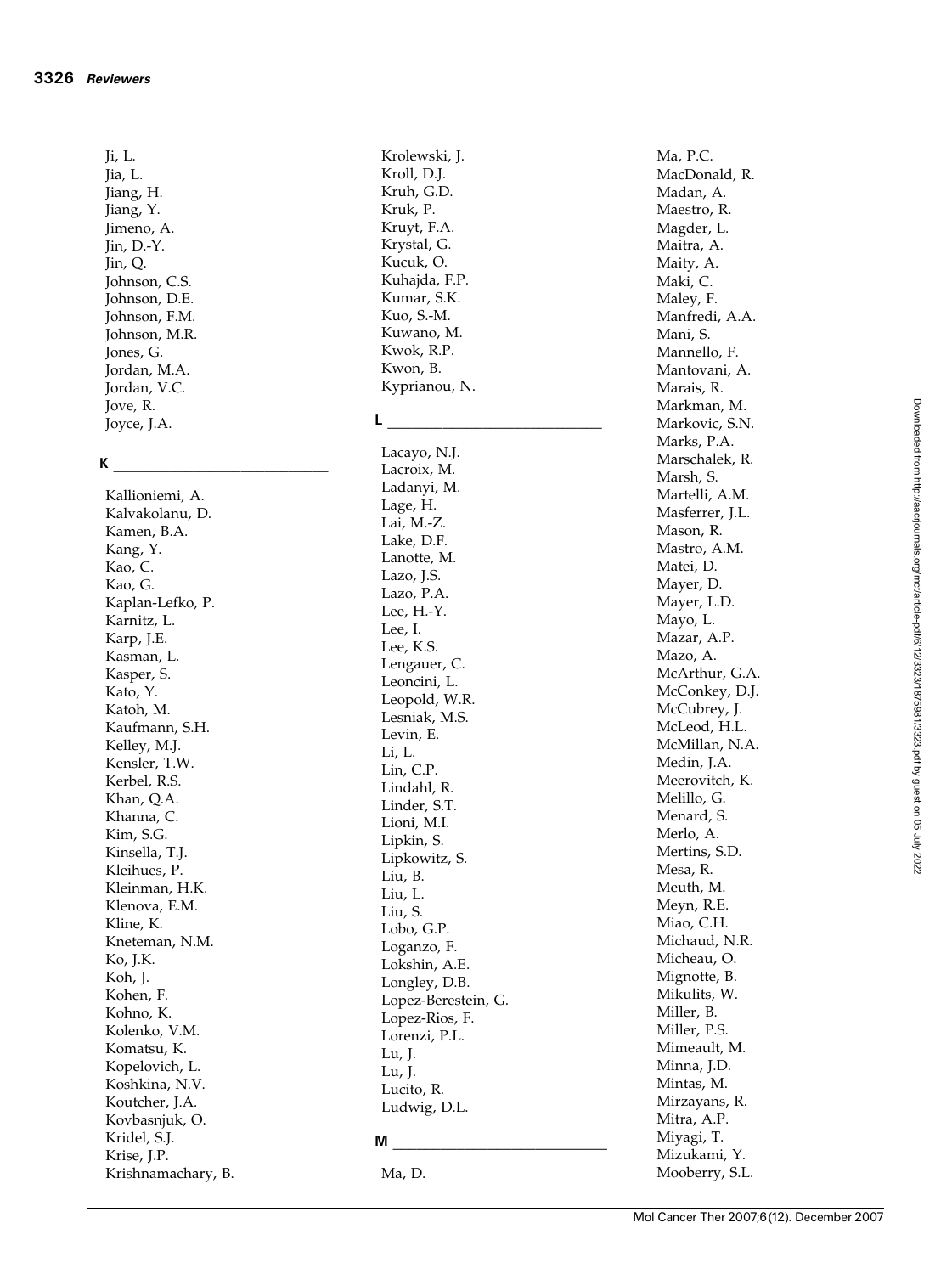Ji, L.
Jia, L.
Jiang, H.
Jiang, Y.
Jimeno, A.
Jin, D.-Y.
Jin, Q.
Johnson, C.S.
Johnson, D.E.
Johnson, F.M.
Johnson, M.R.
Jones, G.
Jordan, M.A.
Jordan, V.C.
Jove, R.
Joyce, J.A.

## K

Kallioniemi, A.
Kalvakolanu, D.
Kamen, B.A.
Kang, Y.
Kao, C.
Kao, G.
Kaplan-Lefko, P.
Karnitz, L.
Karp, J.E.
Kasman, L.
Kasper, S.
Kato, Y.
Katoh, M.
Kaufmann, S.H.
Kelley, M.J.
Kensler, T.W.
Kerbel, R.S.
Khan, Q.A.
Khanna, C.
Kim, S.G.
Kinsella, T.J.
Kleihues, P.
Kleinman, H.K.
Klenova, E.M.
Kline, K.
Kneteman, N.M.
Ko, J.K.
Koh, J.
Kohen, F.
Kohno, K.
Kolenko, V.M.
Komatsu, K.
Kopelovich, L.
Koshkina, N.V.
Koutcher, J.A.
Kovbasnjuk, O.
Kridel, S.J.
Krise, J.P.
Krishnamachary, B.
Krolewski, J.
Kroll, D.J.
Kruh, G.D.
Kruk, P.
Kruyt, F.A.
Krystal, G.
Kucuk, O.
Kuhajda, F.P.
Kumar, S.K.
Kuo, S.-M.
Kuwano, M.
Kwok, R.P.
Kwon, B.
Kyprianou, N.

## L

Lacayo, N.J.
Lacroix, M.
Ladanyi, M.
Lage, H.
Lai, M.-Z.
Lake, D.F.
Lanotte, M.
Lazo, J.S.
Lazo, P.A.
Lee, H.-Y.
Lee, I.
Lee, K.S.
Lengauer, C.
Leoncini, L.
Leopold, W.R.
Lesniak, M.S.
Levin, E.
Li, L.
Lin, C.P.
Lindahl, R.
Linder, S.T.
Lioni, M.I.
Lipkin, S.
Lipkowitz, S.
Liu, B.
Liu, L.
Liu, S.
Lobo, G.P.
Loganzo, F.
Lokshin, A.E.
Longley, D.B.
Lopez-Berestein, G.
Lopez-Rios, F.
Lorenzi, P.L.
Lu, J.
Lu, J.
Lucito, R.
Ludwig, D.L.

## M

Ma, D.
Ma, P.C.
MacDonald, R.
Madan, A.
Maestro, R.
Magder, L.
Maitra, A.
Maity, A.
Maki, C.
Maley, F.
Manfredi, A.A.
Mani, S.
Mannello, F.
Mantovani, A.
Marais, R.
Markman, M.
Markovic, S.N.
Marks, P.A.
Marschalek, R.
Marsh, S.
Martelli, A.M.
Masferrer, J.L.
Mason, R.
Mastro, A.M.
Matei, D.
Mayer, D.
Mayer, L.D.
Mayo, L.
Mazar, A.P.
Mazo, A.
McArthur, G.A.
McConkey, D.J.
McCubrey, J.
McLeod, H.L.
McMillan, N.A.
Medin, J.A.
Meerovitch, K.
Melillo, G.
Menard, S.
Merlo, A.
Mertins, S.D.
Mesa, R.
Meuth, M.
Meyn, R.E.
Miao, C.H.
Michaud, N.R.
Micheau, O.
Mignotte, B.
Mikulits, W.
Miller, B.
Miller, P.S.
Mimeault, M.
Minna, J.D.
Mintas, M.
Mirzayans, R.
Mitra, A.P.
Miyagi, T.
Mizukami, Y.
Mooberry, S.L.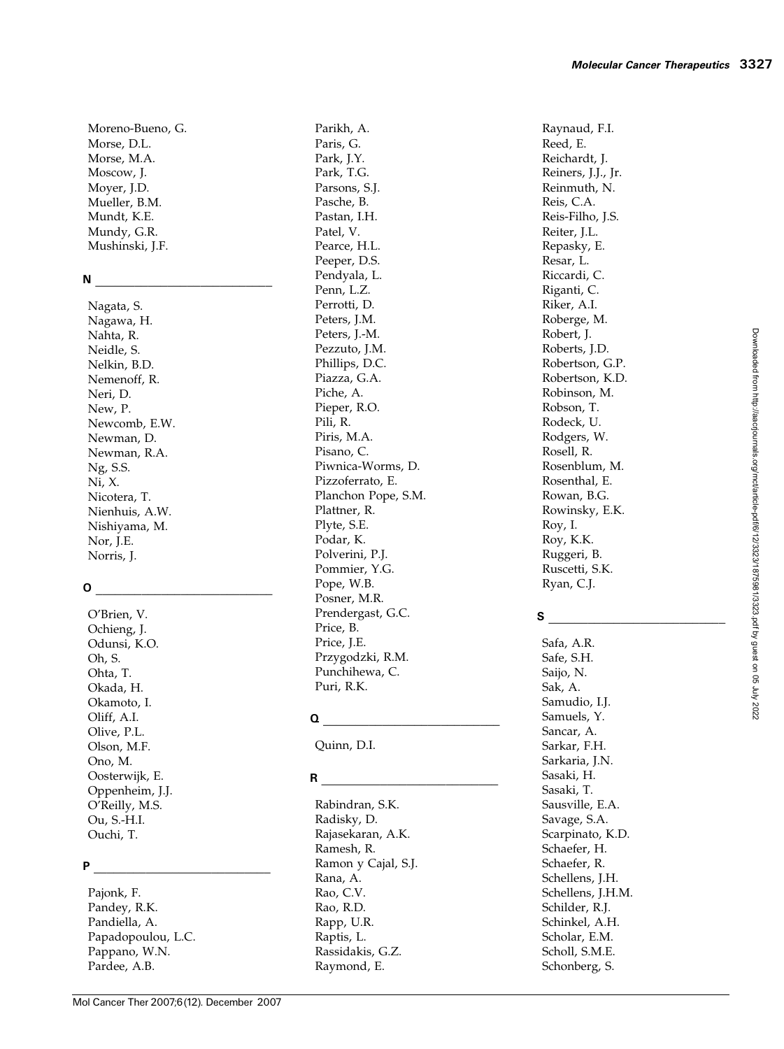Moreno-Bueno, G.
Morse, D.L.
Morse, M.A.
Moscow, J.
Moyer, J.D.
Mueller, B.M.
Mundt, K.E.
Mundy, G.R.
Mushinski, J.F.

## N

Nagata, S.
Nagawa, H.
Nahta, R.
Neidle, S.
Nelkin, B.D.
Nemenoff, R.
Neri, D.
New, P.
Newcomb, E.W.
Newman, D.
Newman, R.A.
Ng, S.S.
Ni, X.
Nicotera, T.
Nienhuis, A.W.
Nishiyama, M.
Nor, J.E.
Norris, J.

## O

O'Brien, V.
Ochieng, J.
Odunsi, K.O.
Oh, S.
Ohta, T.
Okada, H.
Okamoto, I.
Oliff, A.I.
Olive, P.L.
Olson, M.F.
Ono, M.
Oosterwijk, E.
Oppenheim, J.J.
O'Reilly, M.S.
Ou, S.-H.I.
Ouchi, T.

## P

Pajonk, F.
Pandey, R.K.
Pandiella, A.
Papadopoulou, L.C.
Pappano, W.N.
Pardee, A.B.
Parikh, A.
Paris, G.
Park, J.Y.
Park, T.G.
Parsons, S.J.
Pasche, B.
Pastan, I.H.
Patel, V.
Pearce, H.L.
Peeper, D.S.
Pendyala, L.
Penn, L.Z.
Perrotti, D.
Peters, J.M.
Peters, J.-M.
Pezzuto, J.M.
Phillips, D.C.
Piazza, G.A.
Piche, A.
Pieper, R.O.
Pili, R.
Piris, M.A.
Pisano, C.
Piwnica-Worms, D.
Pizzoferrato, E.
Planchon Pope, S.M.
Plattner, R.
Plyte, S.E.
Podar, K.
Polverini, P.J.
Pommier, Y.G.
Pope, W.B.
Posner, M.R.
Prendergast, G.C.
Price, B.
Price, J.E.
Przygodzki, R.M.
Punchihewa, C.
Puri, R.K.

## Q

Quinn, D.I.

## R

Rabindran, S.K.
Radisky, D.
Rajasekaran, A.K.
Ramesh, R.
Ramon y Cajal, S.J.
Rana, A.
Rao, C.V.
Rao, R.D.
Rapp, U.R.
Raptis, L.
Rassidakis, G.Z.
Raymond, E.
Raynaud, F.I.
Reed, E.
Reichardt, J.
Reiners, J.J., Jr.
Reinmuth, N.
Reis, C.A.
Reis-Filho, J.S.
Reiter, J.L.
Repasky, E.
Resar, L.
Riccardi, C.
Riganti, C.
Riker, A.I.
Roberge, M.
Robert, J.
Roberts, J.D.
Robertson, G.P.
Robertson, K.D.
Robinson, M.
Robson, T.
Rodeck, U.
Rodgers, W.
Rosell, R.
Rosenblum, M.
Rosenthal, E.
Rowan, B.G.
Rowinsky, E.K.
Roy, I.
Roy, K.K.
Ruggeri, B.
Ruscetti, S.K.
Ryan, C.J.

## S

Safa, A.R.
Safe, S.H.
Saijo, N.
Sak, A.
Samudio, I.J.
Samuels, Y.
Sancar, A.
Sarkar, F.H.
Sarkaria, J.N.
Sasaki, H.
Sasaki, T.
Sausville, E.A.
Savage, S.A.
Scarpinato, K.D.
Schaefer, H.
Schaefer, R.
Schellens, J.H.
Schellens, J.H.M.
Schilder, R.J.
Schinkel, A.H.
Scholar, E.M.
Scholl, S.M.E.
Schonberg, S.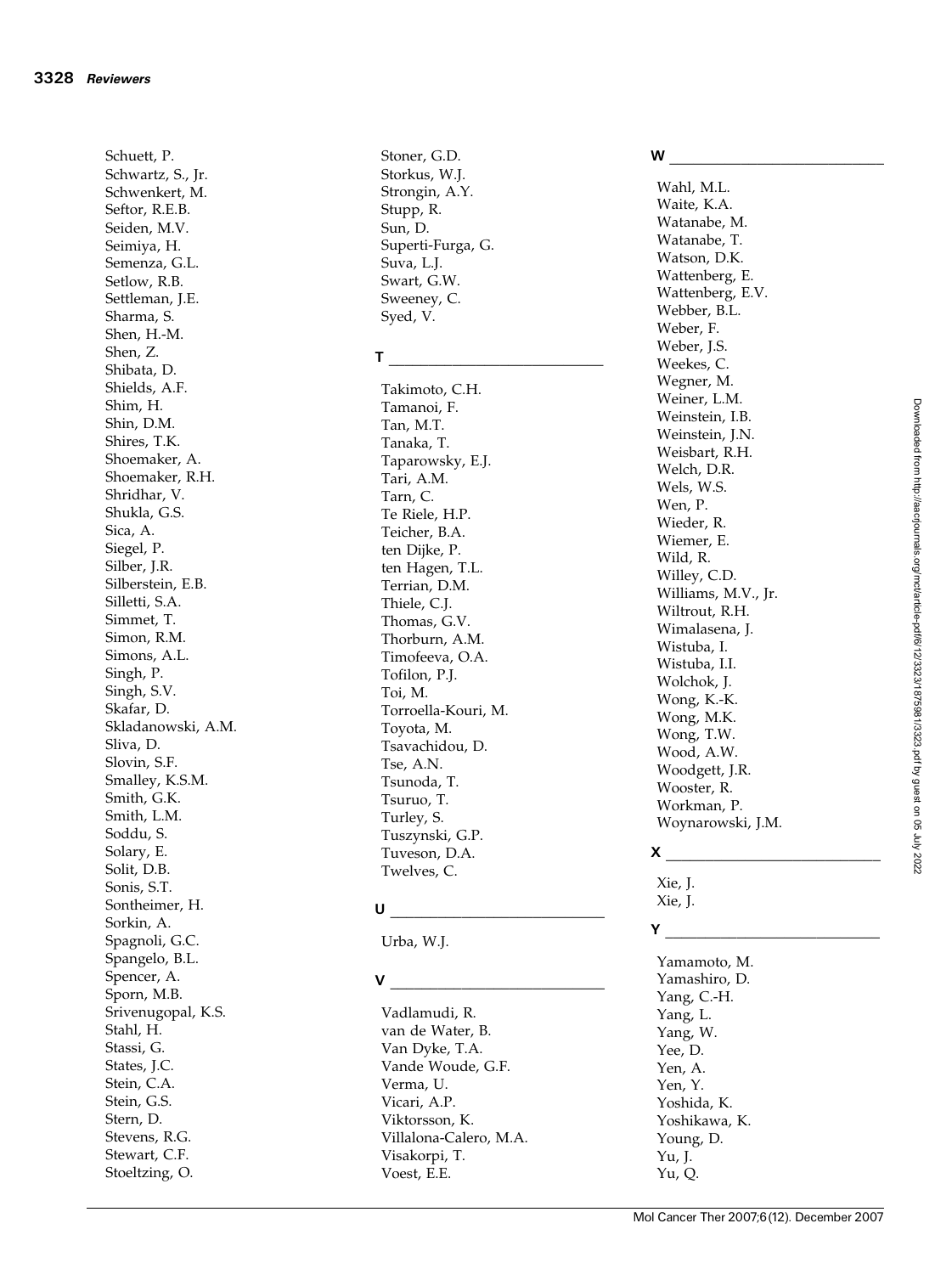Schuett, P.
Schwartz, S., Jr.
Schwenkert, M.
Seftor, R.E.B.
Seiden, M.V.
Seimiya, H.
Semenza, G.L.
Setlow, R.B.
Settleman, J.E.
Sharma, S.
Shen, H.-M.
Shen, Z.
Shibata, D.
Shields, A.F.
Shim, H.
Shin, D.M.
Shires, T.K.
Shoemaker, A.
Shoemaker, R.H.
Shridhar, V.
Shukla, G.S.
Sica, A.
Siegel, P.
Silber, J.R.
Silberstein, E.B.
Silletti, S.A.
Simmet, T.
Simon, R.M.
Simons, A.L.
Singh, P.
Singh, S.V.
Skafar, D.
Skladanowski, A.M.
Sliva, D.
Slovin, S.F.
Smalley, K.S.M.
Smith, G.K.
Smith, L.M.
Soddu, S.
Solary, E.
Solit, D.B.
Sonis, S.T.
Sontheimer, H.
Sorkin, A.
Spagnoli, G.C.
Spangelo, B.L.
Spencer, A.
Sporn, M.B.
Srivenugopal, K.S.
Stahl, H.
Stassi, G.
States, J.C.
Stein, C.A.
Stein, G.S.
Stern, D.
Stevens, R.G.
Stewart, C.F.
Stoeltzing, O.
Stoner, G.D.
Storkus, W.J.
Strongin, A.Y.
Stupp, R.
Sun, D.
Superti-Furga, G.
Suva, L.J.
Swart, G.W.
Sweeney, C.
Syed, V.

**T**

Takimoto, C.H.
Tamanoi, F.
Tan, M.T.
Tanaka, T.
Taparowsky, E.J.
Tari, A.M.
Tarn, C.
Te Riele, H.P.
Teicher, B.A.
ten Dijke, P.
ten Hagen, T.L.
Terrian, D.M.
Thiele, C.J.
Thomas, G.V.
Thorburn, A.M.
Timofeeva, O.A.
Tofilon, P.J.
Toi, M.
Torroella-Kouri, M.
Toyota, M.
Tsavachidou, D.
Tse, A.N.
Tsunoda, T.
Tsuruo, T.
Turley, S.
Tuszynski, G.P.
Tuveson, D.A.
Twelves, C.

**U**

Urba, W.J.

**V**

Vadlamudi, R.
van de Water, B.
Van Dyke, T.A.
Vande Woude, G.F.
Verma, U.
Vicari, A.P.
Viktorsson, K.
Villalona-Calero, M.A.
Visakorpi, T.
Voest, E.E.

**W**

Wahl, M.L.
Waite, K.A.
Watanabe, M.
Watanabe, T.
Watson, D.K.
Wattenberg, E.
Wattenberg, E.V.
Webber, B.L.
Weber, F.
Weber, J.S.
Weekes, C.
Wegner, M.
Weiner, L.M.
Weinstein, I.B.
Weinstein, J.N.
Weisbart, R.H.
Welch, D.R.
Wels, W.S.
Wen, P.
Wieder, R.
Wiemer, E.
Wild, R.
Willey, C.D.
Williams, M.V., Jr.
Wiltrout, R.H.
Wimalasena, J.
Wistuba, I.
Wistuba, I.I.
Wolchok, J.
Wong, K.-K.
Wong, M.K.
Wong, T.W.
Wood, A.W.
Woodgett, J.R.
Wooster, R.
Workman, P.
Woynarowski, J.M.

**X**

Xie, J.
Xie, J.

**Y**

Yamamoto, M.
Yamashiro, D.
Yang, C.-H.
Yang, L.
Yang, W.
Yee, D.
Yen, A.
Yen, Y.
Yoshida, K.
Yoshikawa, K.
Young, D.
Yu, J.
Yu, Q.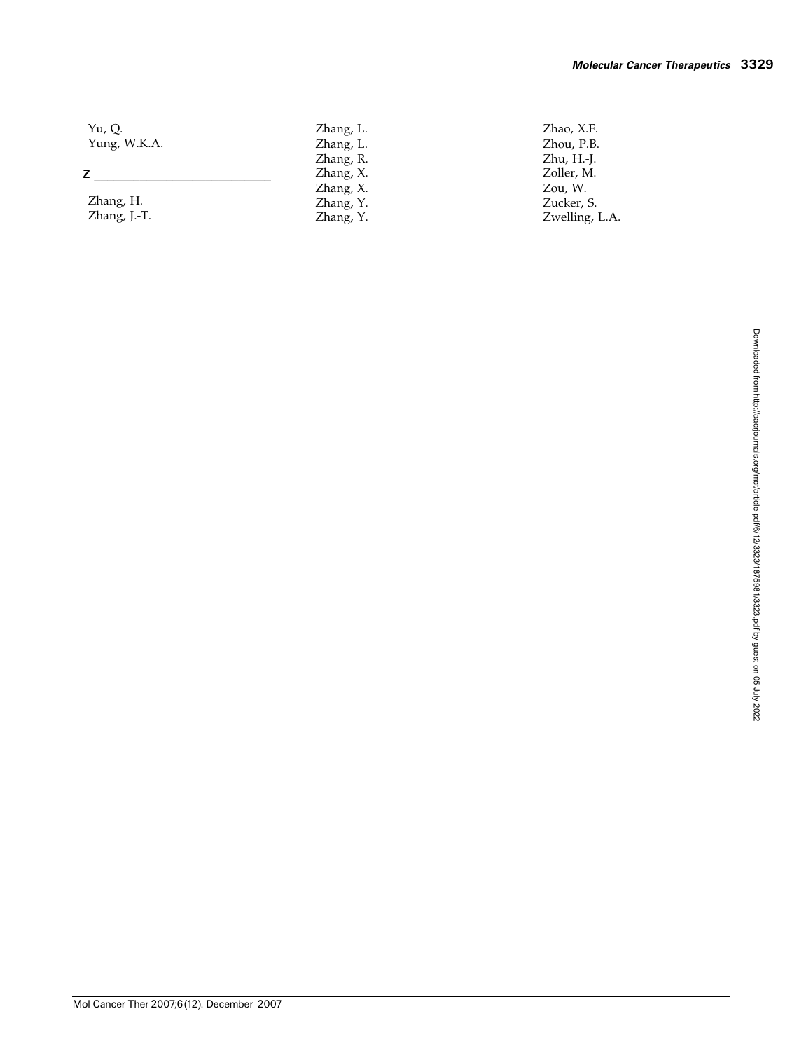Yu, Q.
Yung, W.K.A.

## Z

Zhang, H.
Zhang, J.-T.
Zhang, L.
Zhang, L.
Zhang, R.
Zhang, X.
Zhang, X.
Zhang, Y.
Zhang, Y.
Zhao, X.F.
Zhou, P.B.
Zhu, H.-J.
Zoller, M.
Zou, W.
Zucker, S.
Zwelling, L.A.